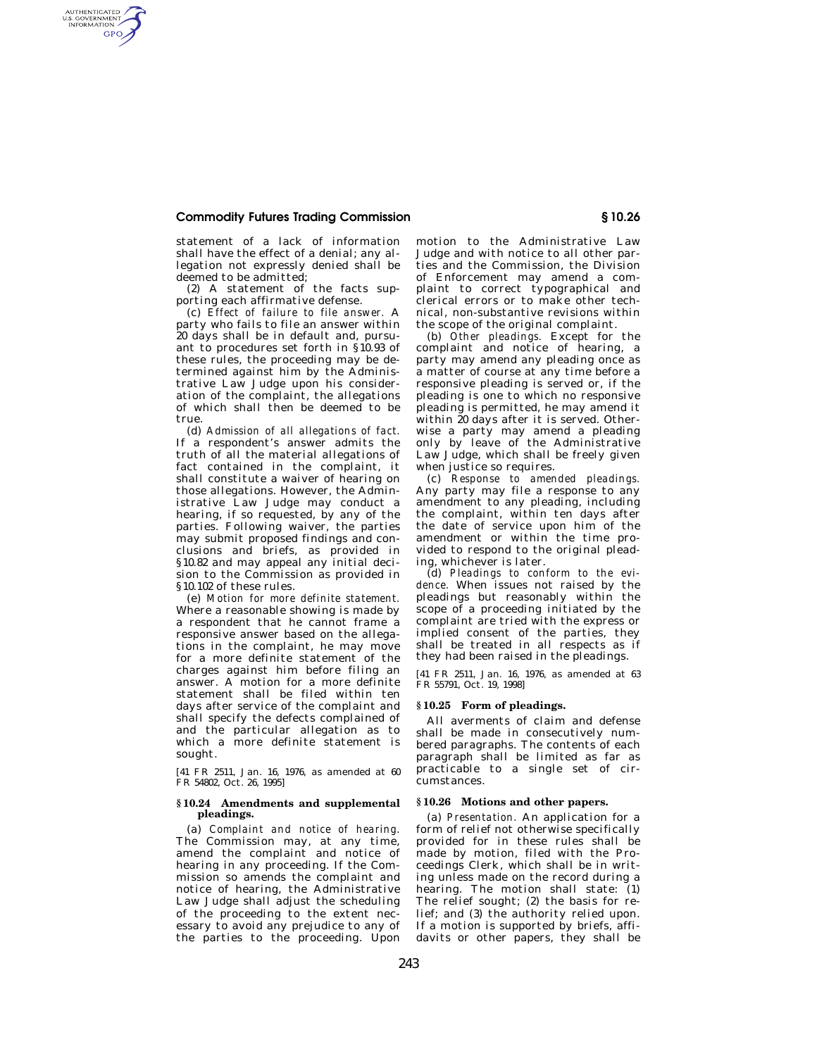statement of a lack of information shall have the effect of a denial; any allegation not expressly denied shall be deemed to be admitted;

(2) A statement of the facts supporting each affirmative defense.

(c) *Effect of failure to file answer.* A party who fails to file an answer within 20 days shall be in default and, pursuant to procedures set forth in §10.93 of these rules, the proceeding may be determined against him by the Administrative Law Judge upon his consideration of the complaint, the allegations of which shall then be deemed to be true.

(d) *Admission of all allegations of fact.* If a respondent's answer admits the truth of all the material allegations of fact contained in the complaint, it shall constitute a waiver of hearing on those allegations. However, the Administrative Law Judge may conduct a hearing, if so requested, by any of the parties. Following waiver, the parties may submit proposed findings and conclusions and briefs, as provided in §10.82 and may appeal any initial decision to the Commission as provided in §10.102 of these rules.

(e) *Motion for more definite statement.* Where a reasonable showing is made by a respondent that he cannot frame a responsive answer based on the allegations in the complaint, he may move for a more definite statement of the charges against him before filing an answer. A motion for a more definite statement shall be filed within ten days after service of the complaint and shall specify the defects complained of and the particular allegation as to which a more definite statement is sought.

[41 FR 2511, Jan. 16, 1976, as amended at 60 FR 54802, Oct. 26, 1995]

## §10.24 Amendments and supplemental pleadings.

(a) *Complaint and notice of hearing.* The Commission may, at any time, amend the complaint and notice of hearing in any proceeding. If the Commission so amends the complaint and notice of hearing, the Administrative Law Judge shall adjust the scheduling of the proceeding to the extent necessary to avoid any prejudice to any of the parties to the proceeding. Upon motion to the Administrative Law Judge and with notice to all other parties and the Commission, the Division of Enforcement may amend a complaint to correct typographical and clerical errors or to make other technical, non-substantive revisions within the scope of the original complaint.

(b) *Other pleadings.* Except for the complaint and notice of hearing, a party may amend any pleading once as a matter of course at any time before a responsive pleading is served or, if the pleading is one to which no responsive pleading is permitted, he may amend it within 20 days after it is served. Otherwise a party may amend a pleading only by leave of the Administrative Law Judge, which shall be freely given when justice so requires.

(c) *Response to amended pleadings.* Any party may file a response to any amendment to any pleading, including the complaint, within ten days after the date of service upon him of the amendment or within the time provided to respond to the original pleading, whichever is later.

(d) *Pleadings to conform to the evidence.* When issues not raised by the pleadings but reasonably within the scope of a proceeding initiated by the complaint are tried with the express or implied consent of the parties, they shall be treated in all respects as if they had been raised in the pleadings.

[41 FR 2511, Jan. 16, 1976, as amended at 63 FR 55791, Oct. 19, 1998]

## §10.25 Form of pleadings.

All averments of claim and defense shall be made in consecutively numbered paragraphs. The contents of each paragraph shall be limited as far as practicable to a single set of circumstances.

## §10.26 Motions and other papers.

(a) *Presentation.* An application for a form of relief not otherwise specifically provided for in these rules shall be made by motion, filed with the Proceedings Clerk, which shall be in writing unless made on the record during a hearing. The motion shall state: (1) The relief sought; (2) the basis for relief; and (3) the authority relied upon. If a motion is supported by briefs, affidavits or other papers, they shall be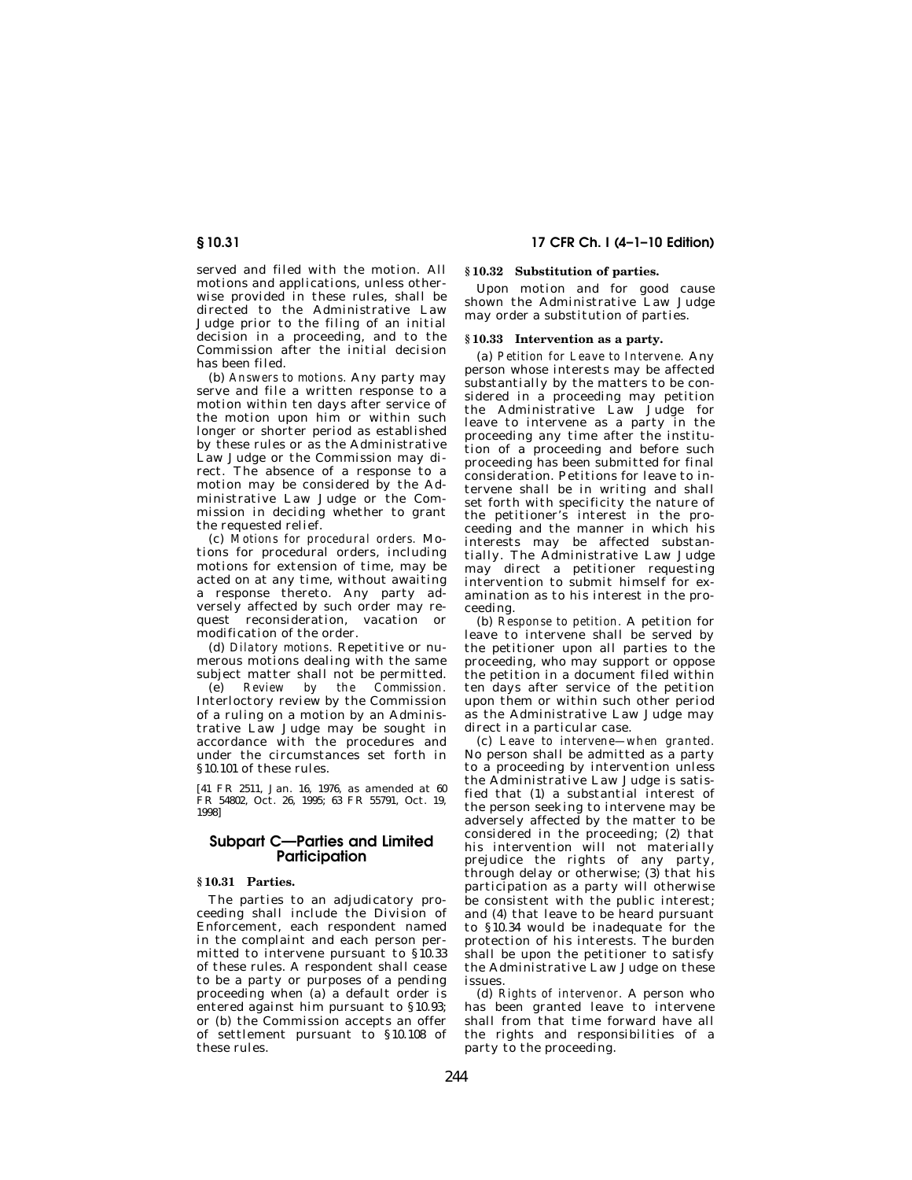served and filed with the motion. All motions and applications, unless otherwise provided in these rules, shall be directed to the Administrative Law Judge prior to the filing of an initial decision in a proceeding, and to the Commission after the initial decision has been filed.

(b) *Answers to motions.* Any party may serve and file a written response to a motion within ten days after service of the motion upon him or within such longer or shorter period as established by these rules or as the Administrative Law Judge or the Commission may direct. The absence of a response to a motion may be considered by the Administrative Law Judge or the Commission in deciding whether to grant the requested relief.

(c) *Motions for procedural orders.* Motions for procedural orders, including motions for extension of time, may be acted on at any time, without awaiting a response thereto. Any party adversely affected by such order may request reconsideration, vacation or modification of the order.

(d) *Dilatory motions.* Repetitive or numerous motions dealing with the same subject matter shall not be permitted.

(e) *Review by the Commission.* Interloctory review by the Commission of a ruling on a motion by an Administrative Law Judge may be sought in accordance with the procedures and under the circumstances set forth in §10.101 of these rules.

[41 FR 2511, Jan. 16, 1976, as amended at 60 FR 54802, Oct. 26, 1995; 63 FR 55791, Oct. 19, 1998]

## Subpart C—Parties and Limited Participation

### §10.31 Parties.

The parties to an adjudicatory proceeding shall include the Division of Enforcement, each respondent named in the complaint and each person permitted to intervene pursuant to §10.33 of these rules. A respondent shall cease to be a party or purposes of a pending proceeding when (a) a default order is entered against him pursuant to §10.93; or (b) the Commission accepts an offer of settlement pursuant to §10.108 of these rules.

### §10.32 Substitution of parties.

Upon motion and for good cause shown the Administrative Law Judge may order a substitution of parties.

### §10.33 Intervention as a party.

(a) *Petition for Leave to Intervene.* Any person whose interests may be affected substantially by the matters to be considered in a proceeding may petition the Administrative Law Judge for leave to intervene as a party in the proceeding any time after the institution of a proceeding and before such proceeding has been submitted for final consideration. Petitions for leave to intervene shall be in writing and shall set forth with specificity the nature of the petitioner's interest in the proceeding and the manner in which his interests may be affected substantially. The Administrative Law Judge may direct a petitioner requesting intervention to submit himself for examination as to his interest in the proceeding.

(b) *Response to petition.* A petition for leave to intervene shall be served by the petitioner upon all parties to the proceeding, who may support or oppose the petition in a document filed within ten days after service of the petition upon them or within such other period as the Administrative Law Judge may direct in a particular case.

(c) *Leave to intervene—when granted.* No person shall be admitted as a party to a proceeding by intervention unless the Administrative Law Judge is satisfied that (1) a substantial interest of the person seeking to intervene may be adversely affected by the matter to be considered in the proceeding; (2) that his intervention will not materially prejudice the rights of any party, through delay or otherwise; (3) that his participation as a party will otherwise be consistent with the public interest; and (4) that leave to be heard pursuant to §10.34 would be inadequate for the protection of his interests. The burden shall be upon the petitioner to satisfy the Administrative Law Judge on these issues.

(d) *Rights of intervenor.* A person who has been granted leave to intervene shall from that time forward have all the rights and responsibilities of a party to the proceeding.